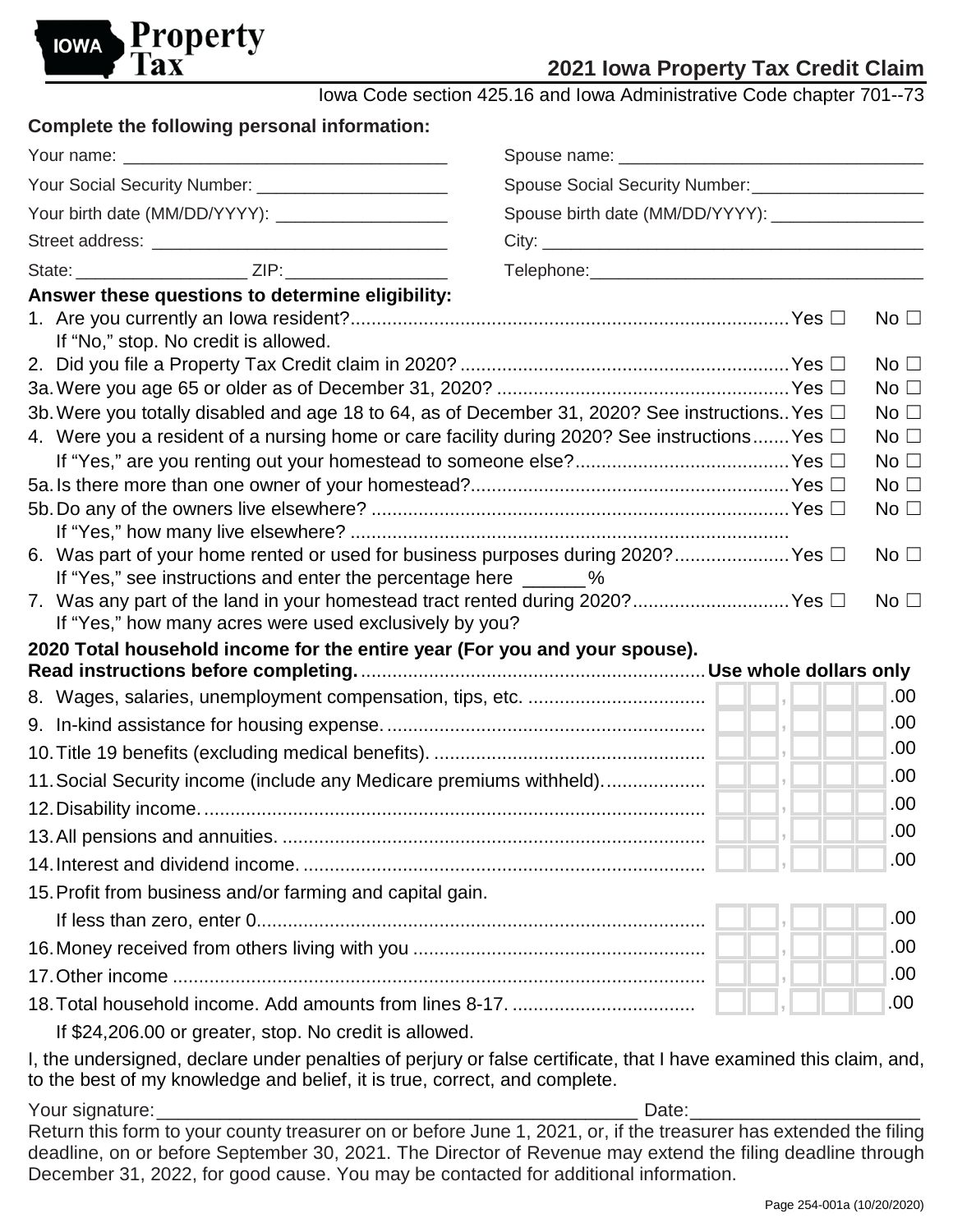**IOWA Property Tax**

# 2021 Iowa Property Tax Credit Claim

Iowa Code section 425.16 and Iowa Administrative Code chapter 701--73

**Complete the following personal information:**

Your name: ___________________________________ Spouse name: ________________________________

Your Social Security Number: ____________________ Spouse Social Security Number:__________________

Your birth date (MM/DD/YYYY): __________________ Spouse birth date (MM/DD/YYYY): ________________

Street address: ________________________________ City: __________________________________________

State: __________________ ZIP: ________________ Telephone: ____________________________________

**Answer these questions to determine eligibility:**

1. Are you currently an Iowa resident? .......... Yes ☐ No ☐
   If "No," stop. No credit is allowed.
2. Did you file a Property Tax Credit claim in 2020? .......... Yes ☐ No ☐

3a. Were you age 65 or older as of December 31, 2020? .......... Yes ☐ No ☐

3b. Were you totally disabled and age 18 to 64, as of December 31, 2020? See instructions.. Yes ☐ No ☐

4. Were you a resident of a nursing home or care facility during 2020? See instructions .......... Yes ☐ No ☐
   If "Yes," are you renting out your homestead to someone else? .......... Yes ☐ No ☐

5a. Is there more than one owner of your homestead? .......... Yes ☐ No ☐

5b. Do any of the owners live elsewhere? .......... Yes ☐ No ☐
   If "Yes," how many live elsewhere? ..........

6. Was part of your home rented or used for business purposes during 2020? .......... Yes ☐ No ☐
   If "Yes," see instructions and enter the percentage here ______%
7. Was any part of the land in your homestead tract rented during 2020? .......... Yes ☐ No ☐
   If "Yes," how many acres were used exclusively by you?

**2020 Total household income for the entire year (For you and your spouse).**
**Read instructions before completing.** .......... **Use whole dollars only**

8. Wages, salaries, unemployment compensation, tips, etc. .......... __ __ , __ __ __ .00
9. In-kind assistance for housing expense. .......... __ __ , __ __ __ .00
10. Title 19 benefits (excluding medical benefits). .......... __ __ , __ __ __ .00
11. Social Security income (include any Medicare premiums withheld). .......... __ __ , __ __ __ .00
12. Disability income. .......... __ __ , __ __ __ .00
13. All pensions and annuities. .......... __ __ , __ __ __ .00
14. Interest and dividend income. .......... __ __ , __ __ __ .00
15. Profit from business and/or farming and capital gain.
    If less than zero, enter 0 .......... __ __ , __ __ __ .00
16. Money received from others living with you .......... __ __ , __ __ __ .00
17. Other income .......... __ __ , __ __ __ .00
18. Total household income. Add amounts from lines 8-17. .......... __ __ , __ __ __ .00
    If $24,206.00 or greater, stop. No credit is allowed.

I, the undersigned, declare under penalties of perjury or false certificate, that I have examined this claim, and, to the best of my knowledge and belief, it is true, correct, and complete.

Your signature:_______________________________________________ Date:______________________

Return this form to your county treasurer on or before June 1, 2021, or, if the treasurer has extended the filing deadline, on or before September 30, 2021. The Director of Revenue may extend the filing deadline through December 31, 2022, for good cause. You may be contacted for additional information.

Page 254-001a (10/20/2020)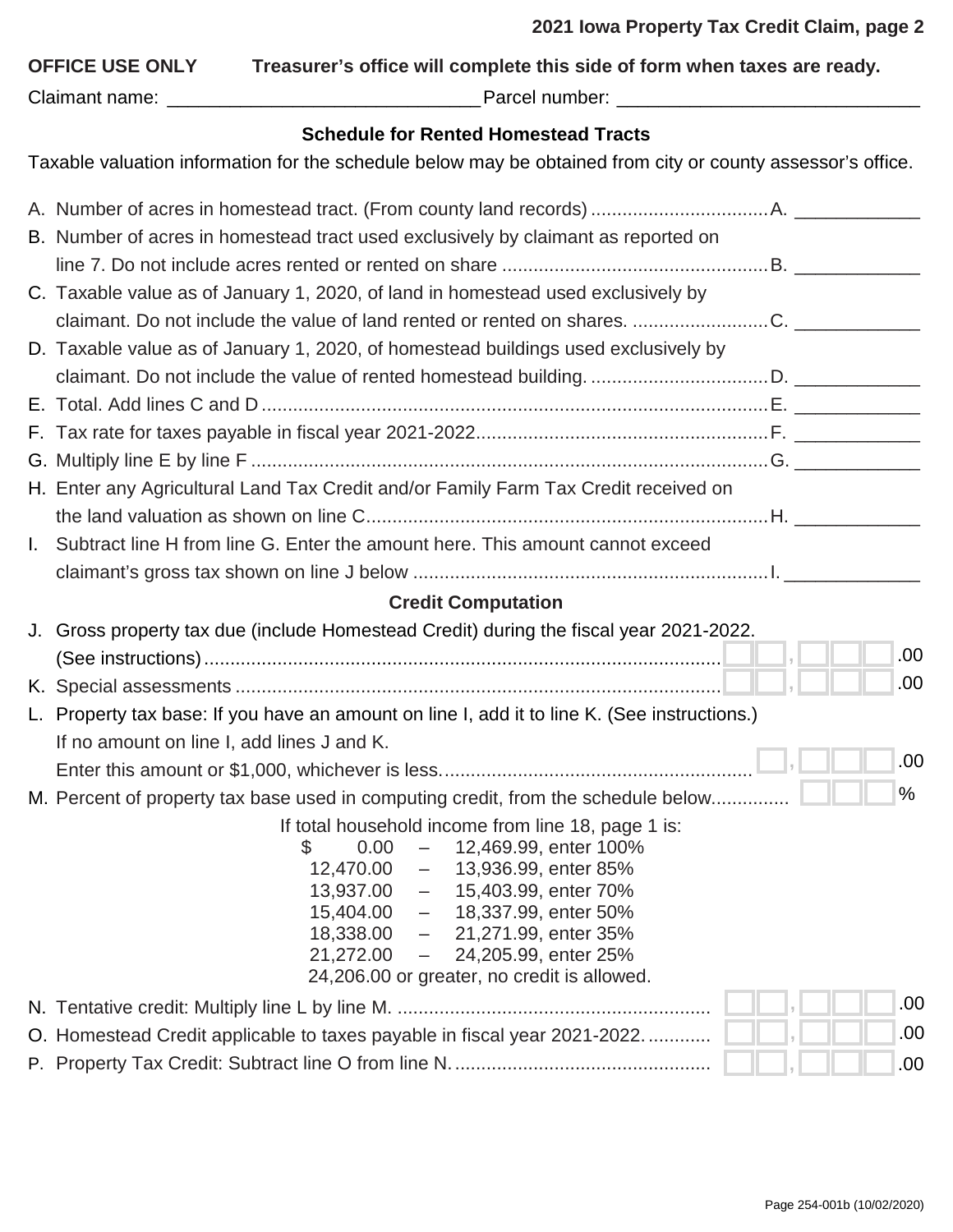**2021 Iowa Property Tax Credit Claim, page 2**

**OFFICE USE ONLY** **Treasurer's office will complete this side of form when taxes are ready.**

Claimant name: ______________________________ Parcel number: ____________________________

### Schedule for Rented Homestead Tracts

Taxable valuation information for the schedule below may be obtained from city or county assessor's office.

A. Number of acres in homestead tract. (From county land records) .................................. A. ____________

B. Number of acres in homestead tract used exclusively by claimant as reported on line 7. Do not include acres rented or rented on share .................................................. B. ____________

C. Taxable value as of January 1, 2020, of land in homestead used exclusively by claimant. Do not include the value of land rented or rented on shares. .......................... C. ____________

D. Taxable value as of January 1, 2020, of homestead buildings used exclusively by claimant. Do not include the value of rented homestead building. .................................. D. ____________

E. Total. Add lines C and D ................................................................................................ E. ____________

F. Tax rate for taxes payable in fiscal year 2021-2022........................................................ F. ____________

G. Multiply line E by line F .................................................................................................. G. ____________

H. Enter any Agricultural Land Tax Credit and/or Family Farm Tax Credit received on the land valuation as shown on line C............................................................................. H. ____________

I. Subtract line H from line G. Enter the amount here. This amount cannot exceed claimant's gross tax shown on line J below .................................................................... I. ____________

### Credit Computation

J. Gross property tax due (include Homestead Credit) during the fiscal year 2021-2022. (See instructions) ........................................................................................................ ___,______.00

K. Special assessments ..................................................................................................... ___,______.00

L. Property tax base: If you have an amount on line I, add it to line K. (See instructions.) If no amount on line I, add lines J and K. Enter this amount or $1,000, whichever is less. ................................................................ ___,______.00

M. Percent of property tax base used in computing credit, from the schedule below............... ______%

If total household income from line 18, page 1 is:

| | | |
|---|---|---|
| $ 0.00 | – | 12,469.99, enter 100% |
| 12,470.00 | – | 13,936.99, enter 85% |
| 13,937.00 | – | 15,403.99, enter 70% |
| 15,404.00 | – | 18,337.99, enter 50% |
| 18,338.00 | – | 21,271.99, enter 35% |
| 21,272.00 | – | 24,205.99, enter 25% |

24,206.00 or greater, no credit is allowed.

N. Tentative credit: Multiply line L by line M. .......................................................... ___,______.00

O. Homestead Credit applicable to taxes payable in fiscal year 2021-2022. ............ ___,______.00

P. Property Tax Credit: Subtract line O from line N. ................................................ ___,______.00

254-001b (10/02/2020)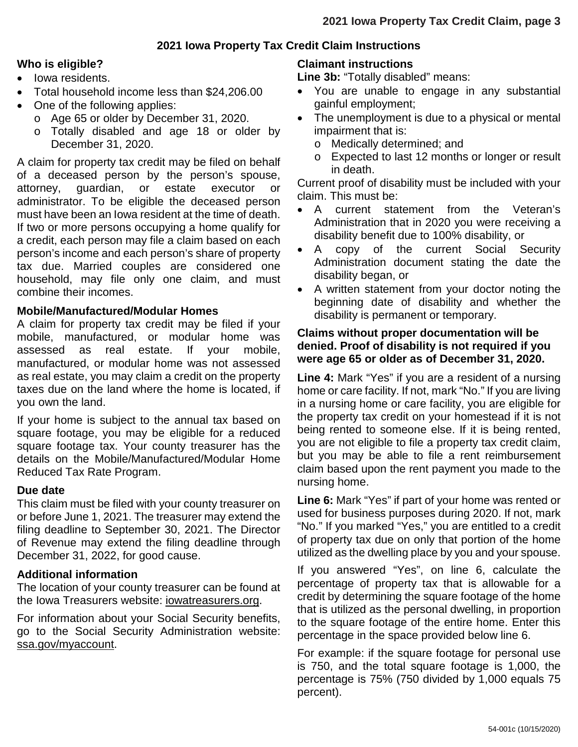## 2021 Iowa Property Tax Credit Claim Instructions

### Who is eligible?

- Iowa residents.
- Total household income less than $24,206.00
- One of the following applies:
  - Age 65 or older by December 31, 2020.
  - Totally disabled and age 18 or older by December 31, 2020.

A claim for property tax credit may be filed on behalf of a deceased person by the person's spouse, attorney, guardian, or estate executor or administrator. To be eligible the deceased person must have been an Iowa resident at the time of death. If two or more persons occupying a home qualify for a credit, each person may file a claim based on each person's income and each person's share of property tax due. Married couples are considered one household, may file only one claim, and must combine their incomes.

### Mobile/Manufactured/Modular Homes

A claim for property tax credit may be filed if your mobile, manufactured, or modular home was assessed as real estate. If your mobile, manufactured, or modular home was not assessed as real estate, you may claim a credit on the property taxes due on the land where the home is located, if you own the land.

If your home is subject to the annual tax based on square footage, you may be eligible for a reduced square footage tax. Your county treasurer has the details on the Mobile/Manufactured/Modular Home Reduced Tax Rate Program.

### Due date

This claim must be filed with your county treasurer on or before June 1, 2021. The treasurer may extend the filing deadline to September 30, 2021. The Director of Revenue may extend the filing deadline through December 31, 2022, for good cause.

### Additional information

The location of your county treasurer can be found at the Iowa Treasurers website: iowatreasurers.org.

For information about your Social Security benefits, go to the Social Security Administration website: ssa.gov/myaccount.

### Claimant instructions

**Line 3b:** "Totally disabled" means:

- You are unable to engage in any substantial gainful employment;
- The unemployment is due to a physical or mental impairment that is:
  - Medically determined; and
  - Expected to last 12 months or longer or result in death.

Current proof of disability must be included with your claim. This must be:

- A current statement from the Veteran's Administration that in 2020 you were receiving a disability benefit due to 100% disability, or
- A copy of the current Social Security Administration document stating the date the disability began, or
- A written statement from your doctor noting the beginning date of disability and whether the disability is permanent or temporary.

**Claims without proper documentation will be denied. Proof of disability is not required if you were age 65 or older as of December 31, 2020.**

**Line 4:** Mark "Yes" if you are a resident of a nursing home or care facility. If not, mark "No." If you are living in a nursing home or care facility, you are eligible for the property tax credit on your homestead if it is not being rented to someone else. If it is being rented, you are not eligible to file a property tax credit claim, but you may be able to file a rent reimbursement claim based upon the rent payment you made to the nursing home.

**Line 6:** Mark "Yes" if part of your home was rented or used for business purposes during 2020. If not, mark "No." If you marked "Yes," you are entitled to a credit of property tax due on only that portion of the home utilized as the dwelling place by you and your spouse.

If you answered "Yes", on line 6, calculate the percentage of property tax that is allowable for a credit by determining the square footage of the home that is utilized as the personal dwelling, in proportion to the square footage of the entire home. Enter this percentage in the space provided below line 6.

For example: if the square footage for personal use is 750, and the total square footage is 1,000, the percentage is 75% (750 divided by 1,000 equals 75 percent).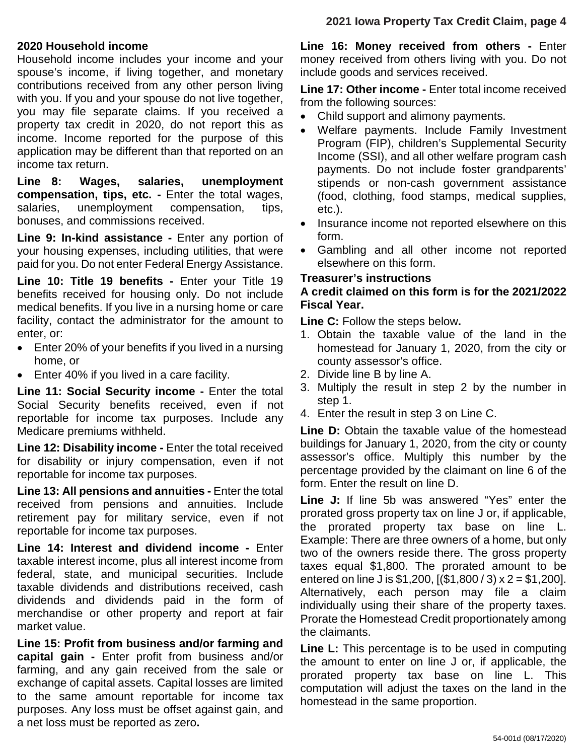## 2020 Household income

Household income includes your income and your spouse's income, if living together, and monetary contributions received from any other person living with you. If you and your spouse do not live together, you may file separate claims. If you received a property tax credit in 2020, do not report this as income. Income reported for the purpose of this application may be different than that reported on an income tax return.

**Line 8: Wages, salaries, unemployment compensation, tips, etc. -** Enter the total wages, salaries, unemployment compensation, tips, bonuses, and commissions received.

**Line 9: In-kind assistance -** Enter any portion of your housing expenses, including utilities, that were paid for you. Do not enter Federal Energy Assistance.

**Line 10: Title 19 benefits -** Enter your Title 19 benefits received for housing only. Do not include medical benefits. If you live in a nursing home or care facility, contact the administrator for the amount to enter, or:

- Enter 20% of your benefits if you lived in a nursing home, or
- Enter 40% if you lived in a care facility.

**Line 11: Social Security income -** Enter the total Social Security benefits received, even if not reportable for income tax purposes. Include any Medicare premiums withheld.

**Line 12: Disability income -** Enter the total received for disability or injury compensation, even if not reportable for income tax purposes.

**Line 13: All pensions and annuities -** Enter the total received from pensions and annuities. Include retirement pay for military service, even if not reportable for income tax purposes.

**Line 14: Interest and dividend income -** Enter taxable interest income, plus all interest income from federal, state, and municipal securities. Include taxable dividends and distributions received, cash dividends and dividends paid in the form of merchandise or other property and report at fair market value.

**Line 15: Profit from business and/or farming and capital gain -** Enter profit from business and/or farming, and any gain received from the sale or exchange of capital assets. Capital losses are limited to the same amount reportable for income tax purposes. Any loss must be offset against gain, and a net loss must be reported as zero**.**

**Line 16: Money received from others -** Enter money received from others living with you. Do not include goods and services received.

**Line 17: Other income -** Enter total income received from the following sources:

- Child support and alimony payments.
- Welfare payments. Include Family Investment Program (FIP), children's Supplemental Security Income (SSI), and all other welfare program cash payments. Do not include foster grandparents' stipends or non-cash government assistance (food, clothing, food stamps, medical supplies, etc.).
- Insurance income not reported elsewhere on this form.
- Gambling and all other income not reported elsewhere on this form.

## Treasurer's instructions

**A credit claimed on this form is for the 2021/2022 Fiscal Year.**

**Line C:** Follow the steps below**.**

1. Obtain the taxable value of the land in the homestead for January 1, 2020, from the city or county assessor's office.
2. Divide line B by line A.
3. Multiply the result in step 2 by the number in step 1.
4. Enter the result in step 3 on Line C.

**Line D:** Obtain the taxable value of the homestead buildings for January 1, 2020, from the city or county assessor's office. Multiply this number by the percentage provided by the claimant on line 6 of the form. Enter the result on line D.

**Line J:** If line 5b was answered "Yes" enter the prorated gross property tax on line J or, if applicable, the prorated property tax base on line L. Example: There are three owners of a home, but only two of the owners reside there. The gross property taxes equal $1,800. The prorated amount to be entered on line J is $1,200, [($1,800 / 3) x 2 = $1,200]. Alternatively, each person may file a claim individually using their share of the property taxes. Prorate the Homestead Credit proportionately among the claimants.

**Line L:** This percentage is to be used in computing the amount to enter on line J or, if applicable, the prorated property tax base on line L. This computation will adjust the taxes on the land in the homestead in the same proportion.

54-001d (08/17/2020)